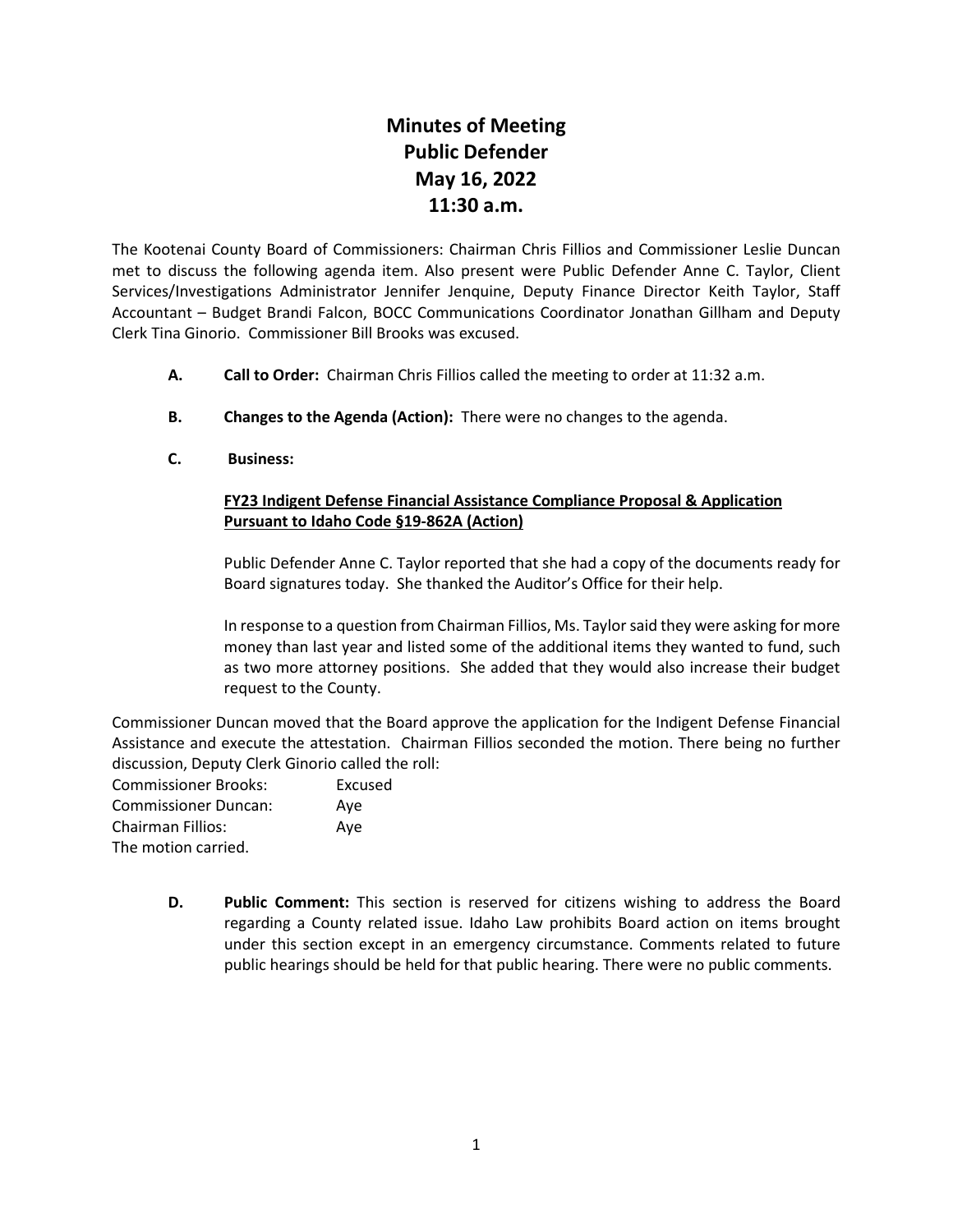# Minutes of Meeting
# Public Defender
# May 16, 2022
# 11:30 a.m.

The Kootenai County Board of Commissioners: Chairman Chris Fillios and Commissioner Leslie Duncan met to discuss the following agenda item. Also present were Public Defender Anne C. Taylor, Client Services/Investigations Administrator Jennifer Jenquine, Deputy Finance Director Keith Taylor, Staff Accountant – Budget Brandi Falcon, BOCC Communications Coordinator Jonathan Gillham and Deputy Clerk Tina Ginorio. Commissioner Bill Brooks was excused.

**A. Call to Order:** Chairman Chris Fillios called the meeting to order at 11:32 a.m.

**B. Changes to the Agenda (Action):** There were no changes to the agenda.

**C. Business:**

<u>**FY23 Indigent Defense Financial Assistance Compliance Proposal & Application Pursuant to Idaho Code §19-862A (Action)**</u>

Public Defender Anne C. Taylor reported that she had a copy of the documents ready for Board signatures today. She thanked the Auditor's Office for their help.

In response to a question from Chairman Fillios, Ms. Taylor said they were asking for more money than last year and listed some of the additional items they wanted to fund, such as two more attorney positions. She added that they would also increase their budget request to the County.

Commissioner Duncan moved that the Board approve the application for the Indigent Defense Financial Assistance and execute the attestation. Chairman Fillios seconded the motion. There being no further discussion, Deputy Clerk Ginorio called the roll:

Commissioner Brooks: Excused
Commissioner Duncan: Aye
Chairman Fillios: Aye
The motion carried.

**D. Public Comment:** This section is reserved for citizens wishing to address the Board regarding a County related issue. Idaho Law prohibits Board action on items brought under this section except in an emergency circumstance. Comments related to future public hearings should be held for that public hearing. There were no public comments.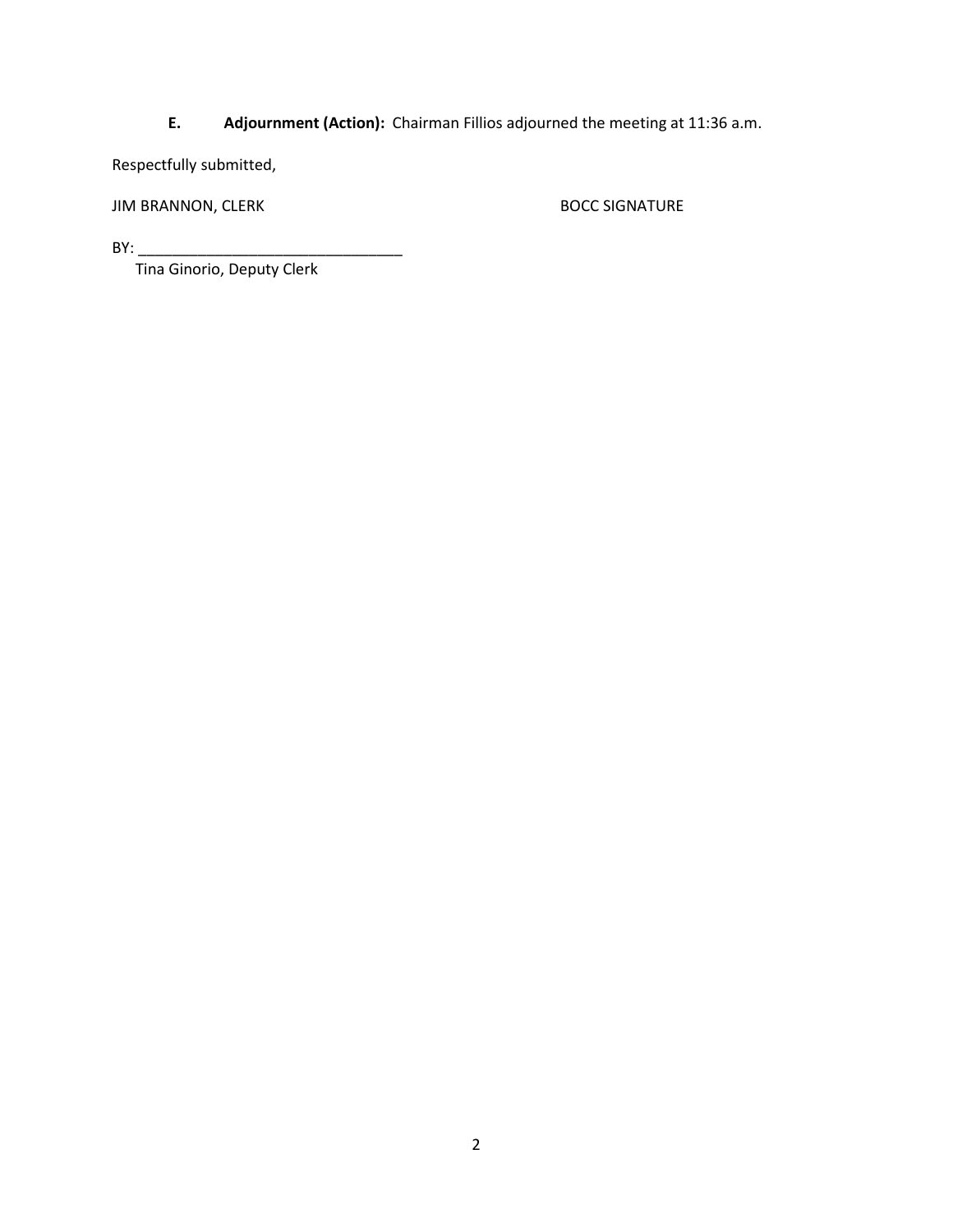**E. Adjournment (Action):** Chairman Fillios adjourned the meeting at 11:36 a.m.

Respectfully submitted,

JIM BRANNON, CLERK                                                        BOCC SIGNATURE

BY: _______________________________
Tina Ginorio, Deputy Clerk